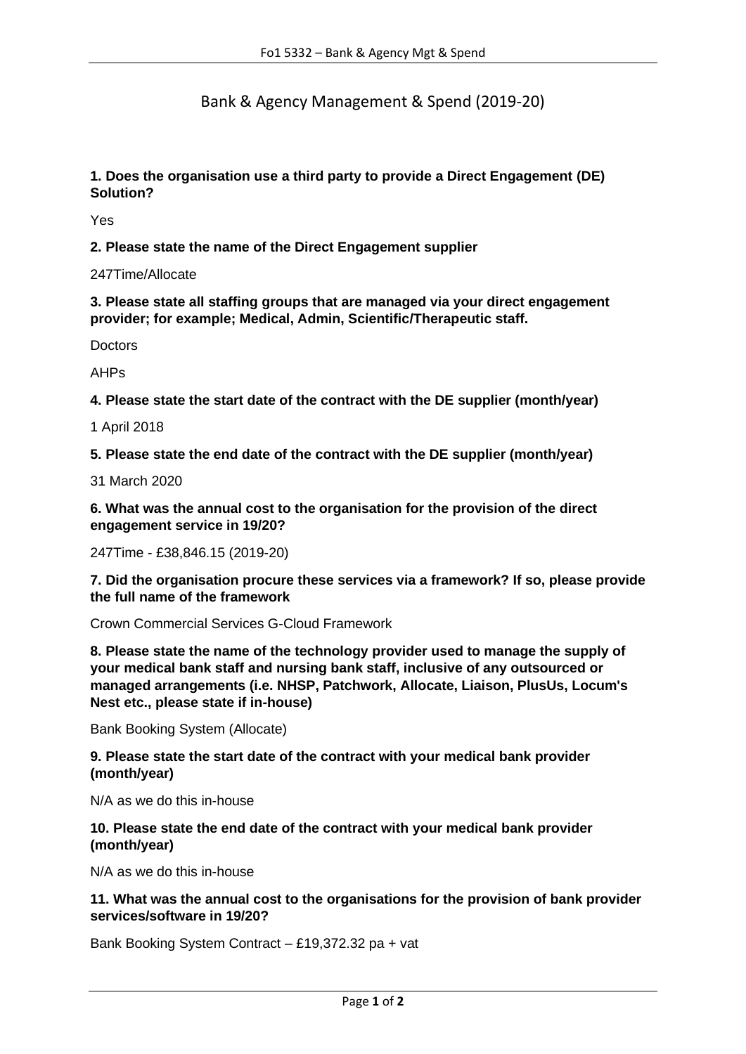# Bank & Agency Management & Spend (2019-20)

**1. Does the organisation use a third party to provide a Direct Engagement (DE) Solution?**

Yes

**2. Please state the name of the Direct Engagement supplier**

247Time/Allocate

**3. Please state all staffing groups that are managed via your direct engagement provider; for example; Medical, Admin, Scientific/Therapeutic staff.**

Doctors

AHPs

**4. Please state the start date of the contract with the DE supplier (month/year)**

1 April 2018

**5. Please state the end date of the contract with the DE supplier (month/year)**

31 March 2020

**6. What was the annual cost to the organisation for the provision of the direct engagement service in 19/20?**

247Time - £38,846.15 (2019-20)

**7. Did the organisation procure these services via a framework? If so, please provide the full name of the framework**

Crown Commercial Services G-Cloud Framework

**8. Please state the name of the technology provider used to manage the supply of your medical bank staff and nursing bank staff, inclusive of any outsourced or managed arrangements (i.e. NHSP, Patchwork, Allocate, Liaison, PlusUs, Locum's Nest etc., please state if in-house)**

Bank Booking System (Allocate)

**9. Please state the start date of the contract with your medical bank provider (month/year)**

N/A as we do this in-house

**10. Please state the end date of the contract with your medical bank provider (month/year)**

N/A as we do this in-house

**11. What was the annual cost to the organisations for the provision of bank provider services/software in 19/20?**

Bank Booking System Contract – £19,372.32 pa + vat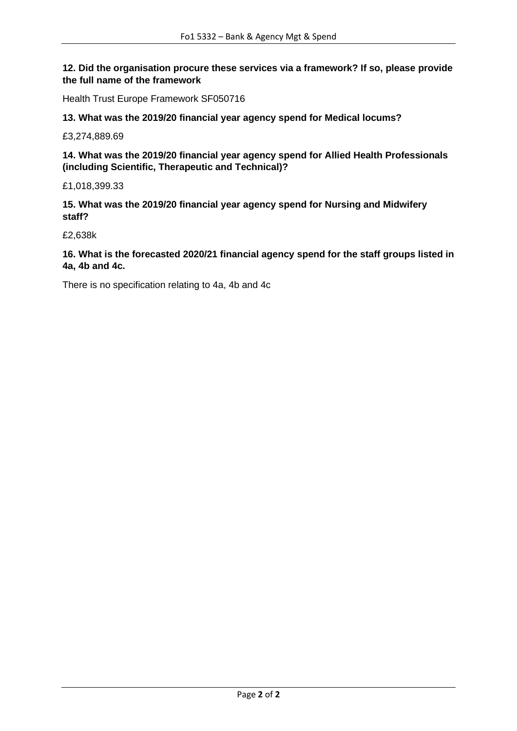**12. Did the organisation procure these services via a framework? If so, please provide the full name of the framework**

Health Trust Europe Framework SF050716

**13. What was the 2019/20 financial year agency spend for Medical locums?**

£3,274,889.69

**14. What was the 2019/20 financial year agency spend for Allied Health Professionals (including Scientific, Therapeutic and Technical)?**

£1,018,399.33

**15. What was the 2019/20 financial year agency spend for Nursing and Midwifery staff?**

£2,638k

**16. What is the forecasted 2020/21 financial agency spend for the staff groups listed in 4a, 4b and 4c.**

There is no specification relating to 4a, 4b and 4c